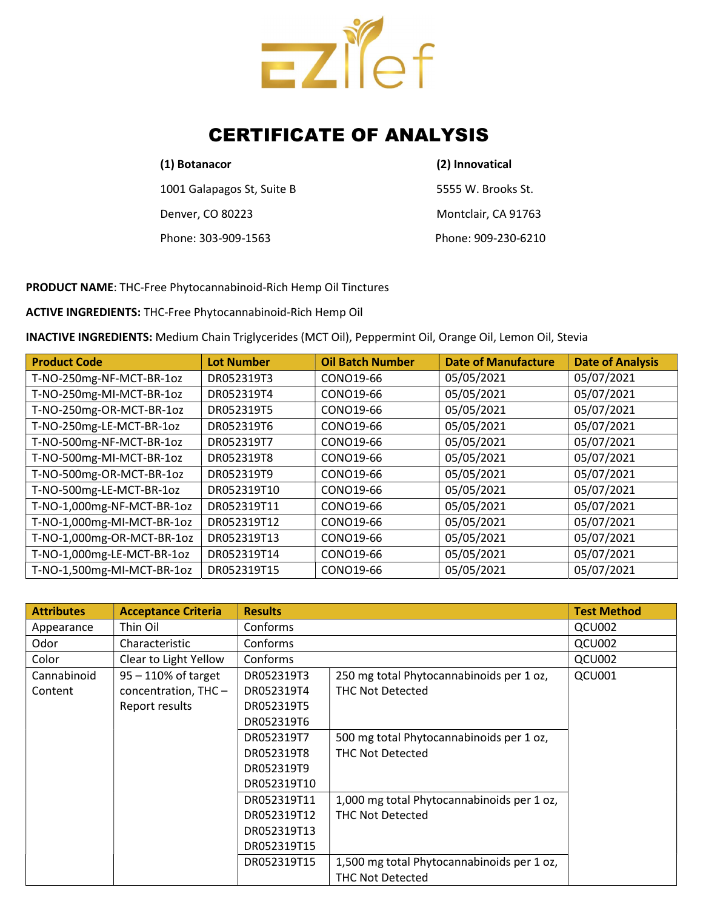# EZlief

# CERTIFICATE OF ANALYSIS

**(1) Botanacor**

1001 Galapagos St, Suite B

Denver, CO 80223

Phone: 303-909-1563

**(2) Innovatical**

5555 W. Brooks St.

Montclair, CA 91763

Phone: 909-230-6210

**PRODUCT NAME**: THC-Free Phytocannabinoid-Rich Hemp Oil Tinctures

**ACTIVE INGREDIENTS:** THC-Free Phytocannabinoid-Rich Hemp Oil

**INACTIVE INGREDIENTS:** Medium Chain Triglycerides (MCT Oil), Peppermint Oil, Orange Oil, Lemon Oil, Stevia

| Product Code | Lot Number | Oil Batch Number | Date of Manufacture | Date of Analysis |
|---|---|---|---|---|
| T-NO-250mg-NF-MCT-BR-1oz | DR052319T3 | CONO19-66 | 05/05/2021 | 05/07/2021 |
| T-NO-250mg-MI-MCT-BR-1oz | DR052319T4 | CONO19-66 | 05/05/2021 | 05/07/2021 |
| T-NO-250mg-OR-MCT-BR-1oz | DR052319T5 | CONO19-66 | 05/05/2021 | 05/07/2021 |
| T-NO-250mg-LE-MCT-BR-1oz | DR052319T6 | CONO19-66 | 05/05/2021 | 05/07/2021 |
| T-NO-500mg-NF-MCT-BR-1oz | DR052319T7 | CONO19-66 | 05/05/2021 | 05/07/2021 |
| T-NO-500mg-MI-MCT-BR-1oz | DR052319T8 | CONO19-66 | 05/05/2021 | 05/07/2021 |
| T-NO-500mg-OR-MCT-BR-1oz | DR052319T9 | CONO19-66 | 05/05/2021 | 05/07/2021 |
| T-NO-500mg-LE-MCT-BR-1oz | DR052319T10 | CONO19-66 | 05/05/2021 | 05/07/2021 |
| T-NO-1,000mg-NF-MCT-BR-1oz | DR052319T11 | CONO19-66 | 05/05/2021 | 05/07/2021 |
| T-NO-1,000mg-MI-MCT-BR-1oz | DR052319T12 | CONO19-66 | 05/05/2021 | 05/07/2021 |
| T-NO-1,000mg-OR-MCT-BR-1oz | DR052319T13 | CONO19-66 | 05/05/2021 | 05/07/2021 |
| T-NO-1,000mg-LE-MCT-BR-1oz | DR052319T14 | CONO19-66 | 05/05/2021 | 05/07/2021 |
| T-NO-1,500mg-MI-MCT-BR-1oz | DR052319T15 | CONO19-66 | 05/05/2021 | 05/07/2021 |

| Attributes | Acceptance Criteria | Results | | Test Method |
|---|---|---|---|---|
| Appearance | Thin Oil | Conforms | | QCU002 |
| Odor | Characteristic | Conforms | | QCU002 |
| Color | Clear to Light Yellow | Conforms | | QCU002 |
| Cannabinoid Content | 95 – 110% of target concentration, THC – Report results | DR052319T3<br>DR052319T4<br>DR052319T5<br>DR052319T6 | 250 mg total Phytocannabinoids per 1 oz, THC Not Detected | QCU001 |
| | | DR052319T7<br>DR052319T8<br>DR052319T9<br>DR052319T10 | 500 mg total Phytocannabinoids per 1 oz, THC Not Detected | |
| | | DR052319T11<br>DR052319T12<br>DR052319T13<br>DR052319T15 | 1,000 mg total Phytocannabinoids per 1 oz, THC Not Detected | |
| | | DR052319T15 | 1,500 mg total Phytocannabinoids per 1 oz, THC Not Detected | |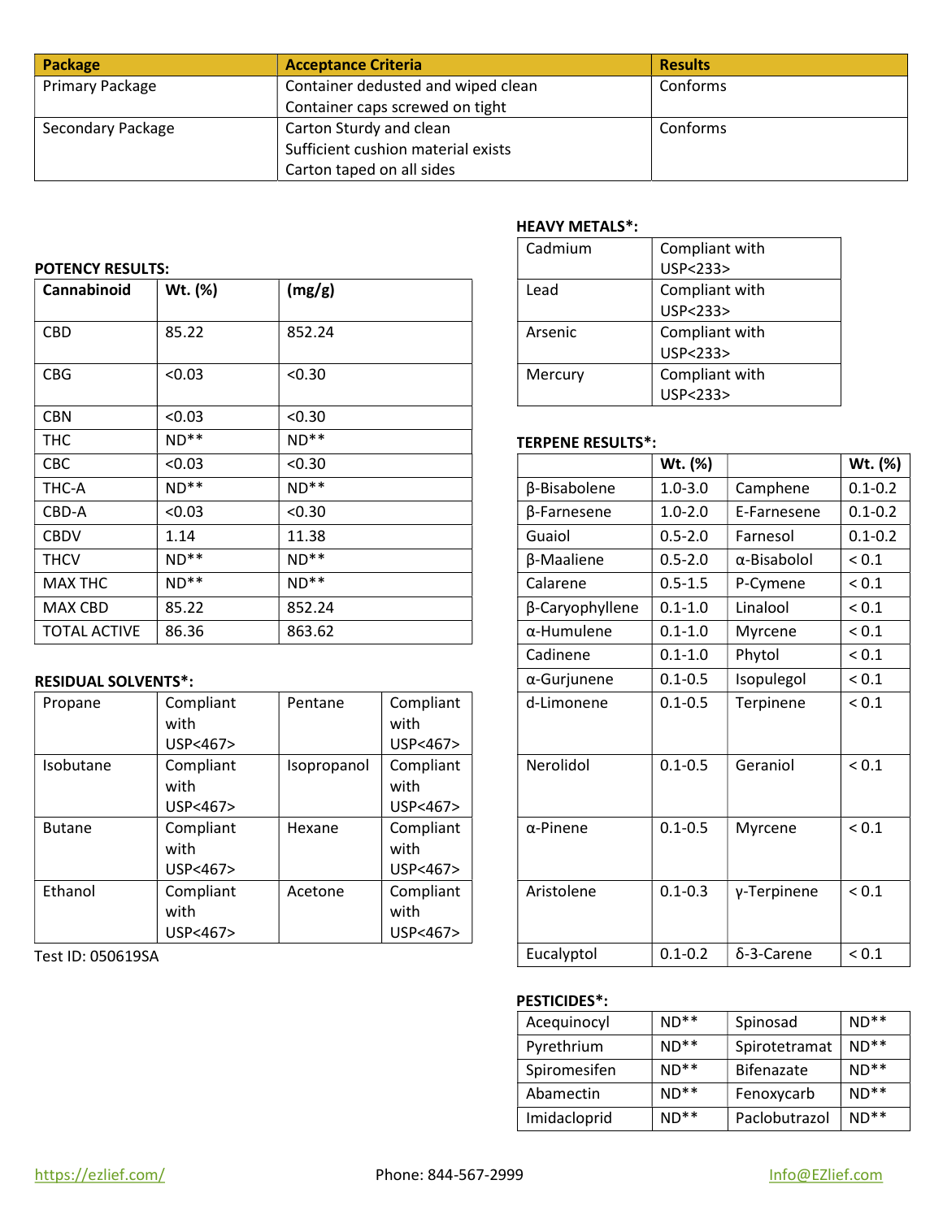| Package | Acceptance Criteria | Results |
|---|---|---|
| Primary Package | Container dedusted and wiped clean<br>Container caps screwed on tight | Conforms |
| Secondary Package | Carton Sturdy and clean<br>Sufficient cushion material exists<br>Carton taped on all sides | Conforms |

**POTENCY RESULTS:**

| Cannabinoid | Wt. (%) | (mg/g) |
|---|---|---|
| CBD | 85.22 | 852.24 |
| CBG | <0.03 | <0.30 |
| CBN | <0.03 | <0.30 |
| THC | ND** | ND** |
| CBC | <0.03 | <0.30 |
| THC-A | ND** | ND** |
| CBD-A | <0.03 | <0.30 |
| CBDV | 1.14 | 11.38 |
| THCV | ND** | ND** |
| MAX THC | ND** | ND** |
| MAX CBD | 85.22 | 852.24 |
| TOTAL ACTIVE | 86.36 | 863.62 |

**RESIDUAL SOLVENTS*:**

| | | | |
|---|---|---|---|
| Propane | Compliant with USP<467> | Pentane | Compliant with USP<467> |
| Isobutane | Compliant with USP<467> | Isopropanol | Compliant with USP<467> |
| Butane | Compliant with USP<467> | Hexane | Compliant with USP<467> |
| Ethanol | Compliant with USP<467> | Acetone | Compliant with USP<467> |

Test ID: 050619SA

**HEAVY METALS*:**

| | |
|---|---|
| Cadmium | Compliant with USP<233> |
| Lead | Compliant with USP<233> |
| Arsenic | Compliant with USP<233> |
| Mercury | Compliant with USP<233> |

**TERPENE RESULTS*:**

| | Wt. (%) | | Wt. (%) |
|---|---|---|---|
| β-Bisabolene | 1.0-3.0 | Camphene | 0.1-0.2 |
| β-Farnesene | 1.0-2.0 | E-Farnesene | 0.1-0.2 |
| Guaiol | 0.5-2.0 | Farnesol | 0.1-0.2 |
| β-Maaliene | 0.5-2.0 | α-Bisabolol | < 0.1 |
| Calarene | 0.5-1.5 | P-Cymene | < 0.1 |
| β-Caryophyllene | 0.1-1.0 | Linalool | < 0.1 |
| α-Humulene | 0.1-1.0 | Myrcene | < 0.1 |
| Cadinene | 0.1-1.0 | Phytol | < 0.1 |
| α-Gurjunene | 0.1-0.5 | Isopulegol | < 0.1 |
| d-Limonene | 0.1-0.5 | Terpinene | < 0.1 |
| Nerolidol | 0.1-0.5 | Geraniol | < 0.1 |
| α-Pinene | 0.1-0.5 | Myrcene | < 0.1 |
| Aristolene | 0.1-0.3 | γ-Terpinene | < 0.1 |
| Eucalyptol | 0.1-0.2 | δ-3-Carene | < 0.1 |

**PESTICIDES*:**

| | | | |
|---|---|---|---|
| Acequinocyl | ND** | Spinosad | ND** |
| Pyrethrium | ND** | Spirotetramat | ND** |
| Spiromesifen | ND** | Bifenazate | ND** |
| Abamectin | ND** | Fenoxycarb | ND** |
| Imidacloprid | ND** | Paclobutrazol | ND** |

https://ezlief.com/ Phone: 844-567-2999 Info@EZlief.com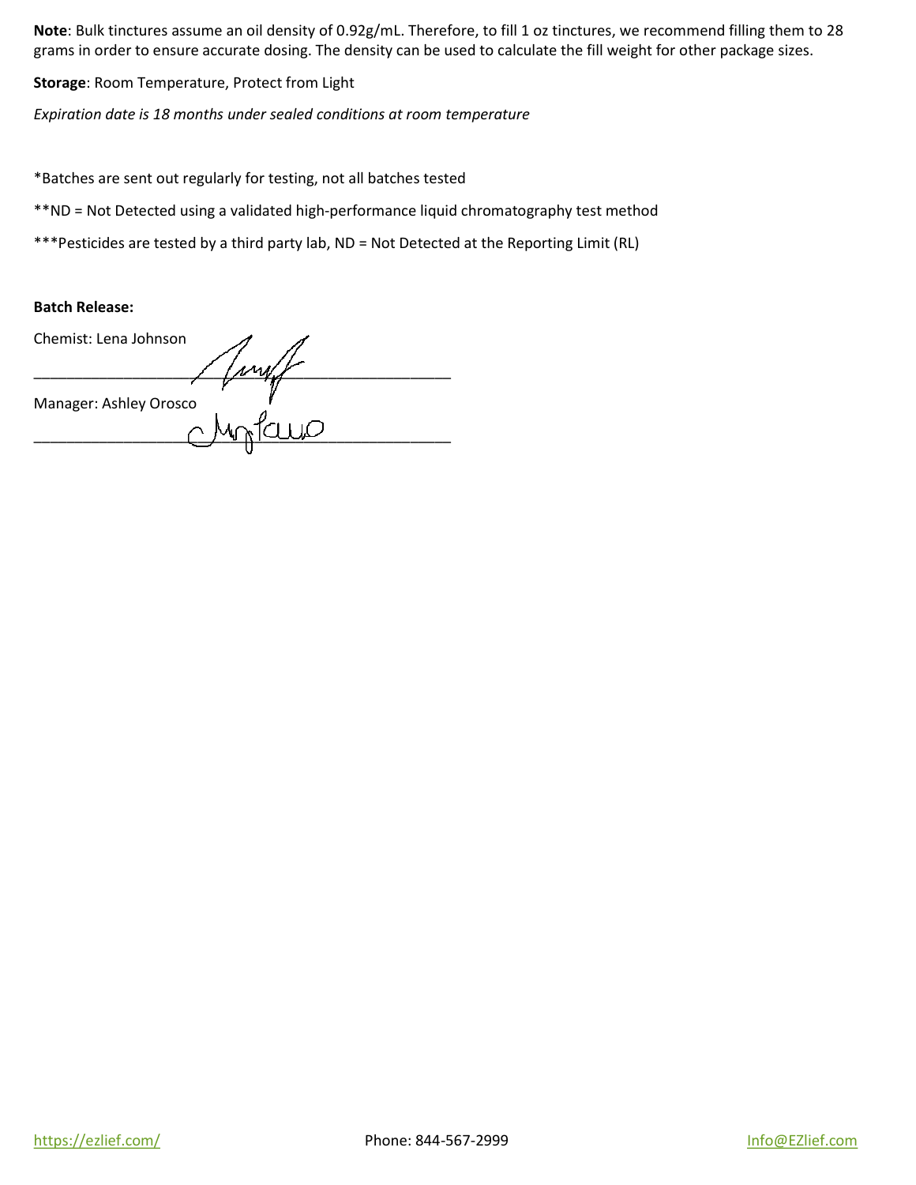**Note**: Bulk tinctures assume an oil density of 0.92g/mL. Therefore, to fill 1 oz tinctures, we recommend filling them to 28 grams in order to ensure accurate dosing. The density can be used to calculate the fill weight for other package sizes.

**Storage**: Room Temperature, Protect from Light

*Expiration date is 18 months under sealed conditions at room temperature*

*Batches are sent out regularly for testing, not all batches tested

**ND = Not Detected using a validated high-performance liquid chromatography test method

***Pesticides are tested by a third party lab, ND = Not Detected at the Reporting Limit (RL)

**Batch Release:**

Chemist: Lena Johnson

____________________________________________

Manager: Ashley Orosco

____________________________________________

https://ezlief.com/ Phone: 844-567-2999 Info@EZlief.com